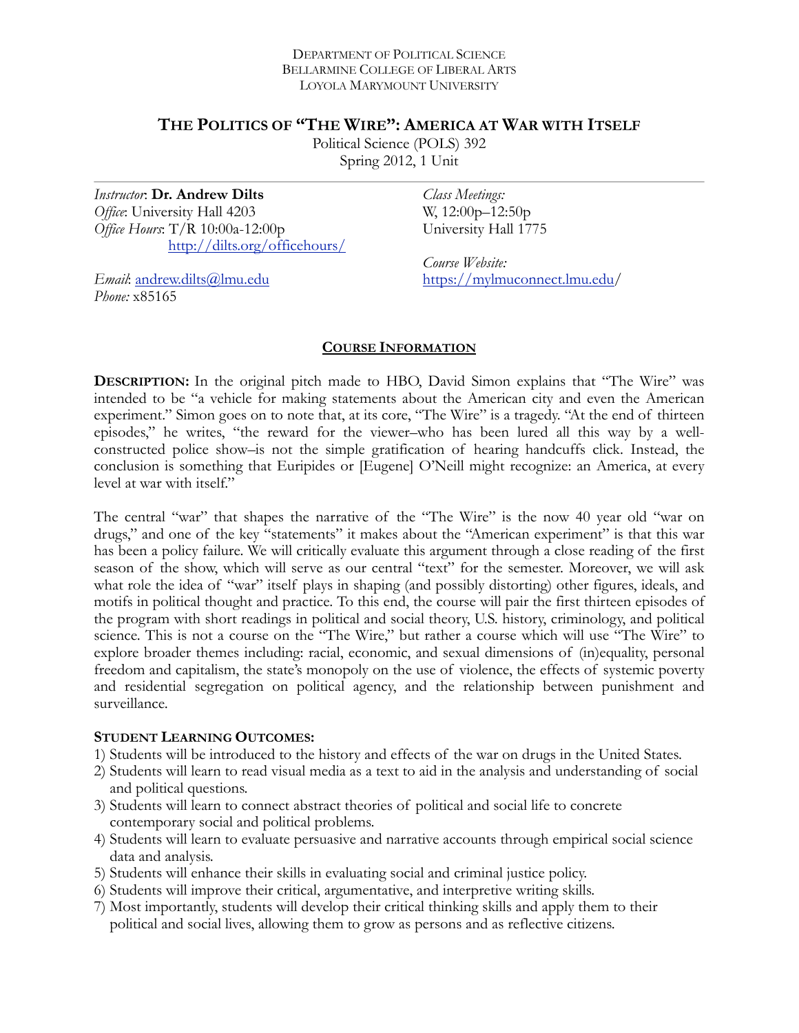DEPARTMENT OF POLITICAL SCIENCE
BELLARMINE COLLEGE OF LIBERAL ARTS
LOYOLA MARYMOUNT UNIVERSITY

# THE POLITICS OF "THE WIRE": AMERICA AT WAR WITH ITSELF

Political Science (POLS) 392
Spring 2012, 1 Unit

*Instructor*: **Dr. Andrew Dilts**
*Office*: University Hall 4203
*Office Hours*: T/R 10:00a-12:00p
http://dilts.org/officehours/

*Email*: andrew.dilts@lmu.edu
*Phone:* x85165

*Class Meetings:*
W, 12:00p–12:50p
University Hall 1775

*Course Website:*
https://mylmuconnect.lmu.edu/

## COURSE INFORMATION

**DESCRIPTION:** In the original pitch made to HBO, David Simon explains that "The Wire" was intended to be "a vehicle for making statements about the American city and even the American experiment." Simon goes on to note that, at its core, "The Wire" is a tragedy. "At the end of thirteen episodes," he writes, "the reward for the viewer–who has been lured all this way by a well-constructed police show–is not the simple gratification of hearing handcuffs click. Instead, the conclusion is something that Euripides or [Eugene] O'Neill might recognize: an America, at every level at war with itself."

The central "war" that shapes the narrative of the "The Wire" is the now 40 year old "war on drugs," and one of the key "statements" it makes about the "American experiment" is that this war has been a policy failure. We will critically evaluate this argument through a close reading of the first season of the show, which will serve as our central "text" for the semester. Moreover, we will ask what role the idea of "war" itself plays in shaping (and possibly distorting) other figures, ideals, and motifs in political thought and practice. To this end, the course will pair the first thirteen episodes of the program with short readings in political and social theory, U.S. history, criminology, and political science. This is not a course on the "The Wire," but rather a course which will use "The Wire" to explore broader themes including: racial, economic, and sexual dimensions of (in)equality, personal freedom and capitalism, the state's monopoly on the use of violence, the effects of systemic poverty and residential segregation on political agency, and the relationship between punishment and surveillance.

**STUDENT LEARNING OUTCOMES:**

1) Students will be introduced to the history and effects of the war on drugs in the United States.
2) Students will learn to read visual media as a text to aid in the analysis and understanding of social and political questions.
3) Students will learn to connect abstract theories of political and social life to concrete contemporary social and political problems.
4) Students will learn to evaluate persuasive and narrative accounts through empirical social science data and analysis.
5) Students will enhance their skills in evaluating social and criminal justice policy.
6) Students will improve their critical, argumentative, and interpretive writing skills.
7) Most importantly, students will develop their critical thinking skills and apply them to their political and social lives, allowing them to grow as persons and as reflective citizens.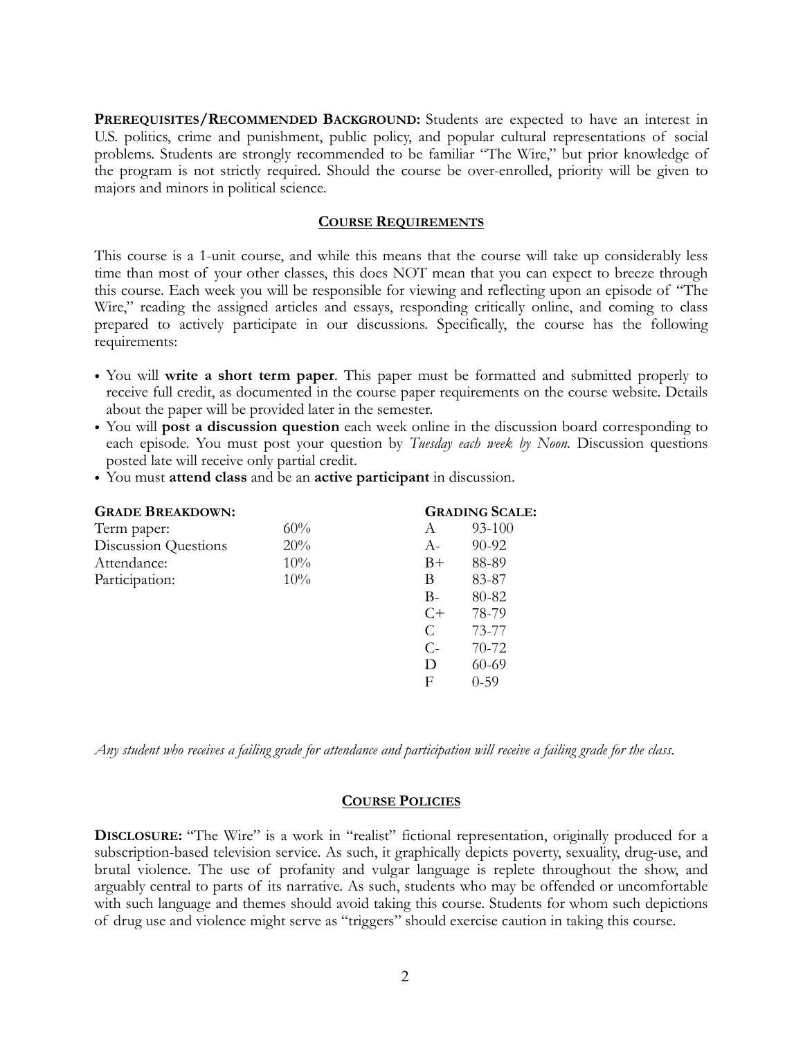**PREREQUISITES/RECOMMENDED BACKGROUND:** Students are expected to have an interest in U.S. politics, crime and punishment, public policy, and popular cultural representations of social problems. Students are strongly recommended to be familiar "The Wire," but prior knowledge of the program is not strictly required. Should the course be over-enrolled, priority will be given to majors and minors in political science.

## COURSE REQUIREMENTS

This course is a 1-unit course, and while this means that the course will take up considerably less time than most of your other classes, this does NOT mean that you can expect to breeze through this course. Each week you will be responsible for viewing and reflecting upon an episode of "The Wire," reading the assigned articles and essays, responding critically online, and coming to class prepared to actively participate in our discussions. Specifically, the course has the following requirements:

- You will **write a short term paper**. This paper must be formatted and submitted properly to receive full credit, as documented in the course paper requirements on the course website. Details about the paper will be provided later in the semester.
- You will **post a discussion question** each week online in the discussion board corresponding to each episode. You must post your question by *Tuesday each week by Noon*. Discussion questions posted late will receive only partial credit.
- You must **attend class** and be an **active participant** in discussion.

**GRADE BREAKDOWN:**

| Component | Weight |
|---|---|
| Term paper: | 60% |
| Discussion Questions | 20% |
| Attendance: | 10% |
| Participation: | 10% |

**GRADING SCALE:**

| Grade | Range |
|---|---|
| A | 93-100 |
| A- | 90-92 |
| B+ | 88-89 |
| B | 83-87 |
| B- | 80-82 |
| C+ | 78-79 |
| C | 73-77 |
| C- | 70-72 |
| D | 60-69 |
| F | 0-59 |

*Any student who receives a failing grade for attendance and participation will receive a failing grade for the class.*

## COURSE POLICIES

**DISCLOSURE:** "The Wire" is a work in "realist" fictional representation, originally produced for a subscription-based television service. As such, it graphically depicts poverty, sexuality, drug-use, and brutal violence. The use of profanity and vulgar language is replete throughout the show, and arguably central to parts of its narrative. As such, students who may be offended or uncomfortable with such language and themes should avoid taking this course. Students for whom such depictions of drug use and violence might serve as "triggers" should exercise caution in taking this course.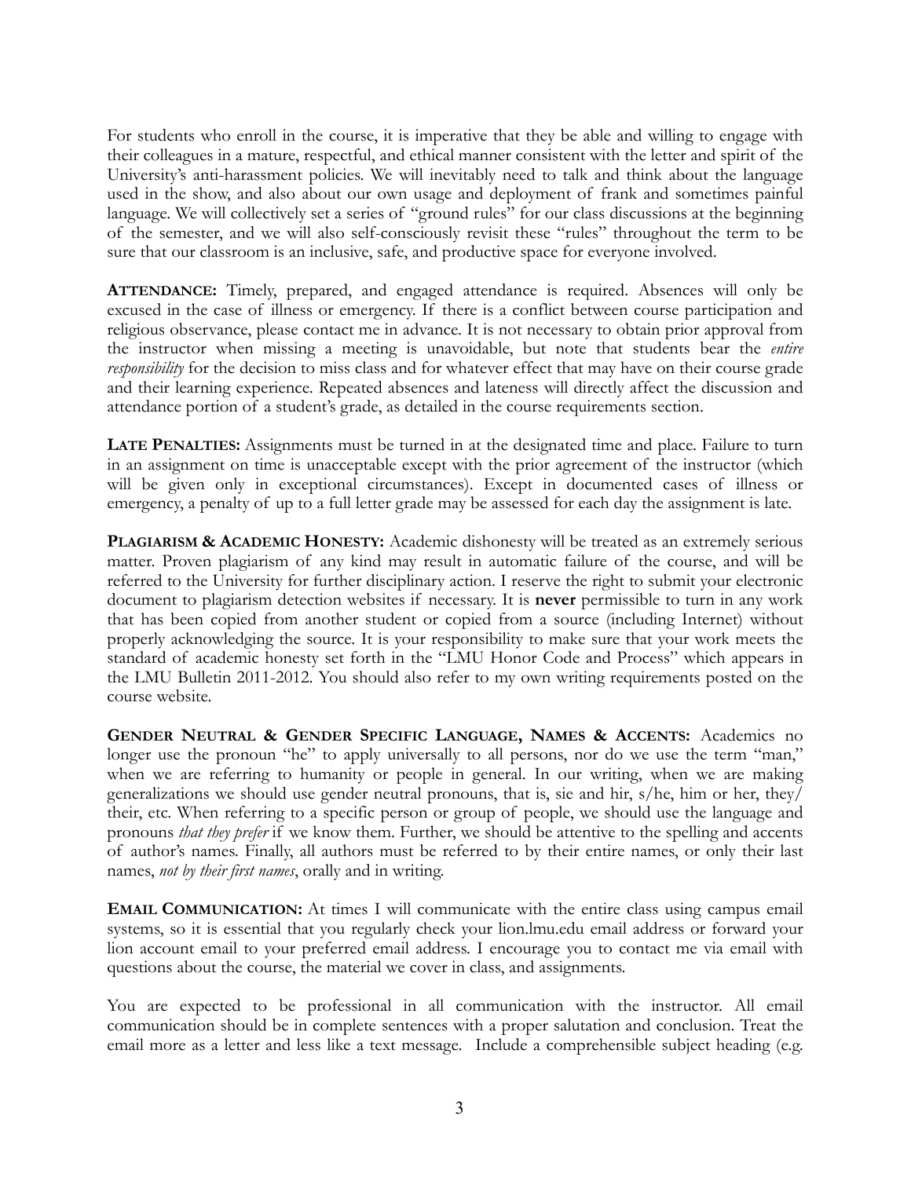For students who enroll in the course, it is imperative that they be able and willing to engage with their colleagues in a mature, respectful, and ethical manner consistent with the letter and spirit of the University's anti-harassment policies. We will inevitably need to talk and think about the language used in the show, and also about our own usage and deployment of frank and sometimes painful language. We will collectively set a series of "ground rules" for our class discussions at the beginning of the semester, and we will also self-consciously revisit these "rules" throughout the term to be sure that our classroom is an inclusive, safe, and productive space for everyone involved.

**ATTENDANCE:** Timely, prepared, and engaged attendance is required. Absences will only be excused in the case of illness or emergency. If there is a conflict between course participation and religious observance, please contact me in advance. It is not necessary to obtain prior approval from the instructor when missing a meeting is unavoidable, but note that students bear the *entire responsibility* for the decision to miss class and for whatever effect that may have on their course grade and their learning experience. Repeated absences and lateness will directly affect the discussion and attendance portion of a student's grade, as detailed in the course requirements section.

**LATE PENALTIES:** Assignments must be turned in at the designated time and place. Failure to turn in an assignment on time is unacceptable except with the prior agreement of the instructor (which will be given only in exceptional circumstances). Except in documented cases of illness or emergency, a penalty of up to a full letter grade may be assessed for each day the assignment is late.

**PLAGIARISM & ACADEMIC HONESTY:** Academic dishonesty will be treated as an extremely serious matter. Proven plagiarism of any kind may result in automatic failure of the course, and will be referred to the University for further disciplinary action. I reserve the right to submit your electronic document to plagiarism detection websites if necessary. It is **never** permissible to turn in any work that has been copied from another student or copied from a source (including Internet) without properly acknowledging the source. It is your responsibility to make sure that your work meets the standard of academic honesty set forth in the "LMU Honor Code and Process" which appears in the LMU Bulletin 2011-2012. You should also refer to my own writing requirements posted on the course website.

**GENDER NEUTRAL & GENDER SPECIFIC LANGUAGE, NAMES & ACCENTS:** Academics no longer use the pronoun "he" to apply universally to all persons, nor do we use the term "man," when we are referring to humanity or people in general. In our writing, when we are making generalizations we should use gender neutral pronouns, that is, sie and hir, s/he, him or her, they/their, etc. When referring to a specific person or group of people, we should use the language and pronouns *that they prefer* if we know them. Further, we should be attentive to the spelling and accents of author's names. Finally, all authors must be referred to by their entire names, or only their last names, *not by their first names*, orally and in writing.

**EMAIL COMMUNICATION:** At times I will communicate with the entire class using campus email systems, so it is essential that you regularly check your lion.lmu.edu email address or forward your lion account email to your preferred email address. I encourage you to contact me via email with questions about the course, the material we cover in class, and assignments.

You are expected to be professional in all communication with the instructor. All email communication should be in complete sentences with a proper salutation and conclusion. Treat the email more as a letter and less like a text message. Include a comprehensible subject heading (e.g.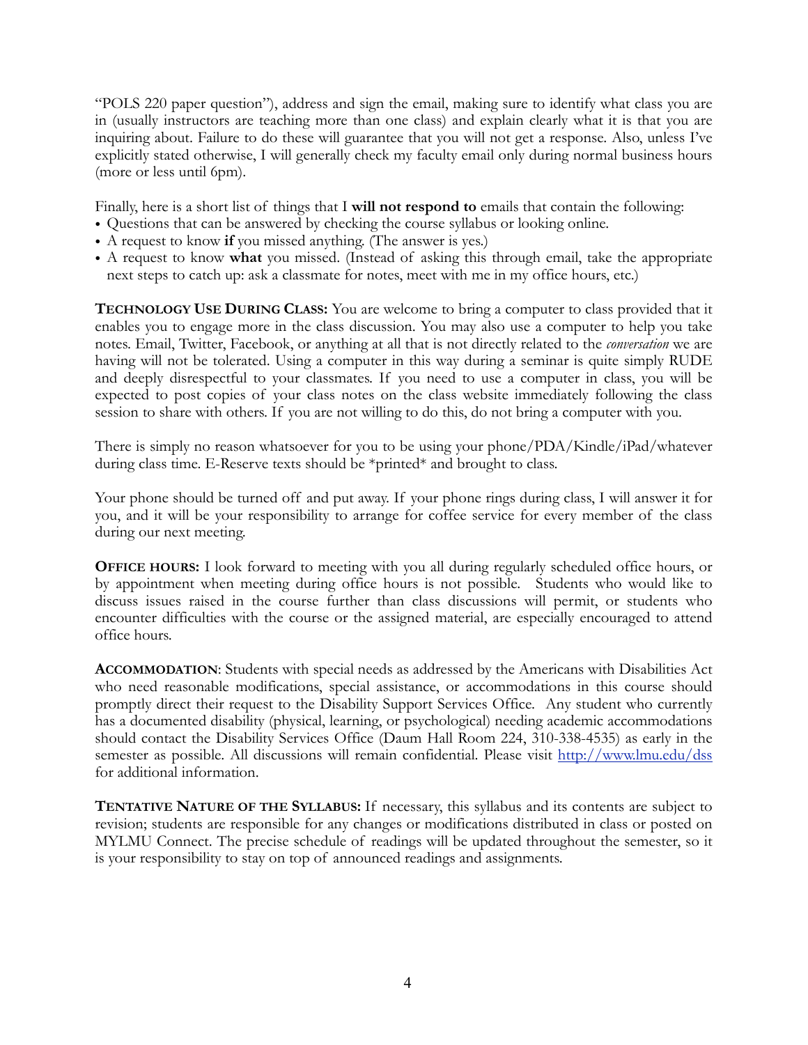"POLS 220 paper question"), address and sign the email, making sure to identify what class you are in (usually instructors are teaching more than one class) and explain clearly what it is that you are inquiring about. Failure to do these will guarantee that you will not get a response. Also, unless I've explicitly stated otherwise, I will generally check my faculty email only during normal business hours (more or less until 6pm).

Finally, here is a short list of things that I **will not respond to** emails that contain the following:

- Questions that can be answered by checking the course syllabus or looking online.
- A request to know **if** you missed anything. (The answer is yes.)
- A request to know **what** you missed. (Instead of asking this through email, take the appropriate next steps to catch up: ask a classmate for notes, meet with me in my office hours, etc.)

**TECHNOLOGY USE DURING CLASS:** You are welcome to bring a computer to class provided that it enables you to engage more in the class discussion. You may also use a computer to help you take notes. Email, Twitter, Facebook, or anything at all that is not directly related to the *conversation* we are having will not be tolerated. Using a computer in this way during a seminar is quite simply RUDE and deeply disrespectful to your classmates. If you need to use a computer in class, you will be expected to post copies of your class notes on the class website immediately following the class session to share with others. If you are not willing to do this, do not bring a computer with you.

There is simply no reason whatsoever for you to be using your phone/PDA/Kindle/iPad/whatever during class time. E-Reserve texts should be *printed* and brought to class.

Your phone should be turned off and put away. If your phone rings during class, I will answer it for you, and it will be your responsibility to arrange for coffee service for every member of the class during our next meeting.

**OFFICE HOURS:** I look forward to meeting with you all during regularly scheduled office hours, or by appointment when meeting during office hours is not possible. Students who would like to discuss issues raised in the course further than class discussions will permit, or students who encounter difficulties with the course or the assigned material, are especially encouraged to attend office hours.

**ACCOMMODATION**: Students with special needs as addressed by the Americans with Disabilities Act who need reasonable modifications, special assistance, or accommodations in this course should promptly direct their request to the Disability Support Services Office. Any student who currently has a documented disability (physical, learning, or psychological) needing academic accommodations should contact the Disability Services Office (Daum Hall Room 224, 310-338-4535) as early in the semester as possible. All discussions will remain confidential. Please visit http://www.lmu.edu/dss for additional information.

**TENTATIVE NATURE OF THE SYLLABUS:** If necessary, this syllabus and its contents are subject to revision; students are responsible for any changes or modifications distributed in class or posted on MYLMU Connect. The precise schedule of readings will be updated throughout the semester, so it is your responsibility to stay on top of announced readings and assignments.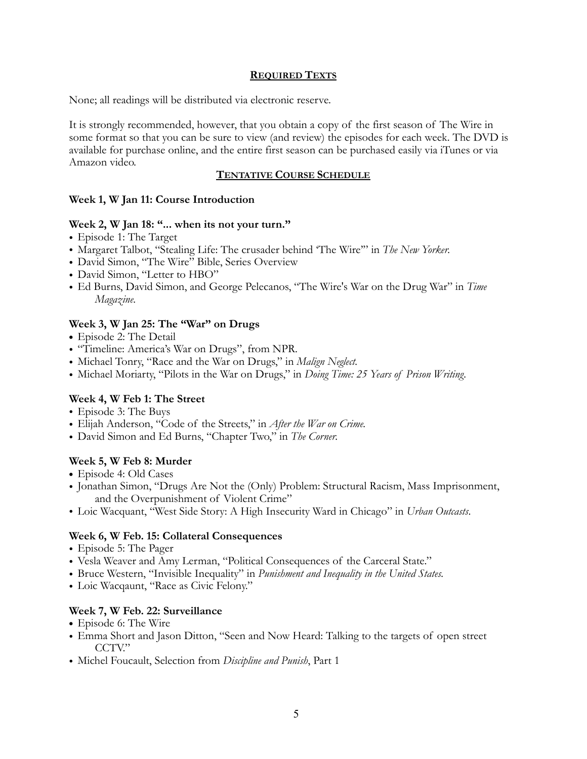## Required Texts

None; all readings will be distributed via electronic reserve.

It is strongly recommended, however, that you obtain a copy of the first season of The Wire in some format so that you can be sure to view (and review) the episodes for each week. The DVD is available for purchase online, and the entire first season can be purchased easily via iTunes or via Amazon video.

## Tentative Course Schedule

### Week 1, W Jan 11: Course Introduction

### Week 2, W Jan 18: "... when its not your turn."

- Episode 1: The Target
- Margaret Talbot, "Stealing Life: The crusader behind 'The Wire'" in *The New Yorker.*
- David Simon, "The Wire" Bible, Series Overview
- David Simon, "Letter to HBO"
- Ed Burns, David Simon, and George Pelecanos, "The Wire's War on the Drug War" in *Time Magazine*.

### Week 3, W Jan 25: The "War" on Drugs

- Episode 2: The Detail
- "Timeline: America's War on Drugs", from NPR.
- Michael Tonry, "Race and the War on Drugs," in *Malign Neglect.*
- Michael Moriarty, "Pilots in the War on Drugs," in *Doing Time: 25 Years of Prison Writing*.

### Week 4, W Feb 1: The Street

- Episode 3: The Buys
- Elijah Anderson, "Code of the Streets," in *After the War on Crime.*
- David Simon and Ed Burns, "Chapter Two," in *The Corner.*

### Week 5, W Feb 8: Murder

- Episode 4: Old Cases
- Jonathan Simon, "Drugs Are Not the (Only) Problem: Structural Racism, Mass Imprisonment, and the Overpunishment of Violent Crime"
- Loic Wacquant, "West Side Story: A High Insecurity Ward in Chicago" in *Urban Outcasts*.

### Week 6, W Feb. 15: Collateral Consequences

- Episode 5: The Pager
- Vesla Weaver and Amy Lerman, "Political Consequences of the Carceral State."
- Bruce Western, "Invisible Inequality" in *Punishment and Inequality in the United States.*
- Loic Wacqaunt, "Race as Civic Felony."

### Week 7, W Feb. 22: Surveillance

- Episode 6: The Wire
- Emma Short and Jason Ditton, "Seen and Now Heard: Talking to the targets of open street CCTV."
- Michel Foucault, Selection from *Discipline and Punish*, Part 1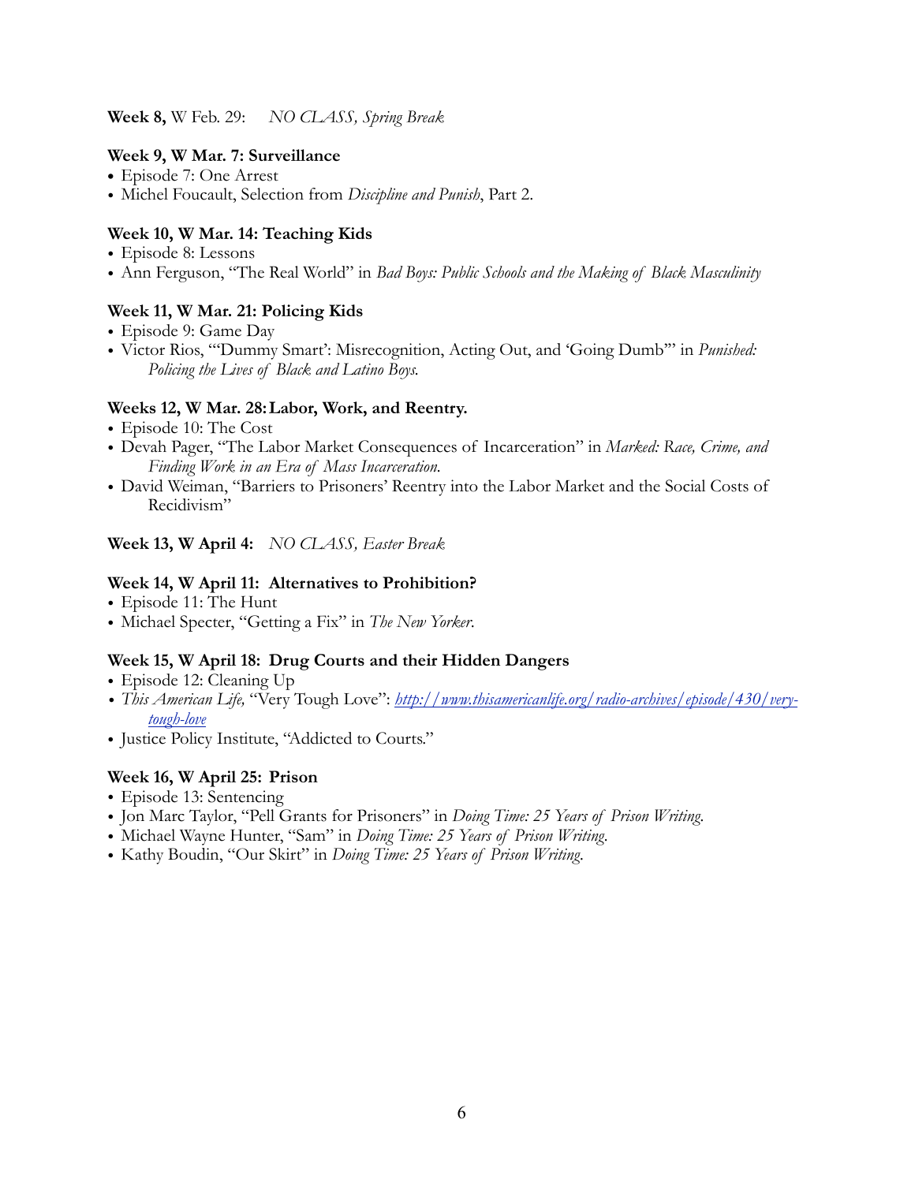**Week 8,** W Feb. 29: *NO CLASS, Spring Break*

**Week 9, W Mar. 7: Surveillance**

- Episode 7: One Arrest
- Michel Foucault, Selection from *Discipline and Punish*, Part 2.

**Week 10, W Mar. 14: Teaching Kids**

- Episode 8: Lessons
- Ann Ferguson, "The Real World" in *Bad Boys: Public Schools and the Making of Black Masculinity*

**Week 11, W Mar. 21: Policing Kids**

- Episode 9: Game Day
- Victor Rios, "'Dummy Smart': Misrecognition, Acting Out, and 'Going Dumb'" in *Punished: Policing the Lives of Black and Latino Boys.*

**Weeks 12, W Mar. 28: Labor, Work, and Reentry.**

- Episode 10: The Cost
- Devah Pager, "The Labor Market Consequences of Incarceration" in *Marked: Race, Crime, and Finding Work in an Era of Mass Incarceration.*
- David Weiman, "Barriers to Prisoners' Reentry into the Labor Market and the Social Costs of Recidivism"

**Week 13, W April 4:** *NO CLASS, Easter Break*

**Week 14, W April 11: Alternatives to Prohibition?**

- Episode 11: The Hunt
- Michael Specter, "Getting a Fix" in *The New Yorker.*

**Week 15, W April 18: Drug Courts and their Hidden Dangers**

- Episode 12: Cleaning Up
- *This American Life,* "Very Tough Love": *http://www.thisamericanlife.org/radio-archives/episode/430/very-tough-love*
- Justice Policy Institute, "Addicted to Courts."

**Week 16, W April 25: Prison**

- Episode 13: Sentencing
- Jon Marc Taylor, "Pell Grants for Prisoners" in *Doing Time: 25 Years of Prison Writing.*
- Michael Wayne Hunter, "Sam" in *Doing Time: 25 Years of Prison Writing.*
- Kathy Boudin, "Our Skirt" in *Doing Time: 25 Years of Prison Writing.*